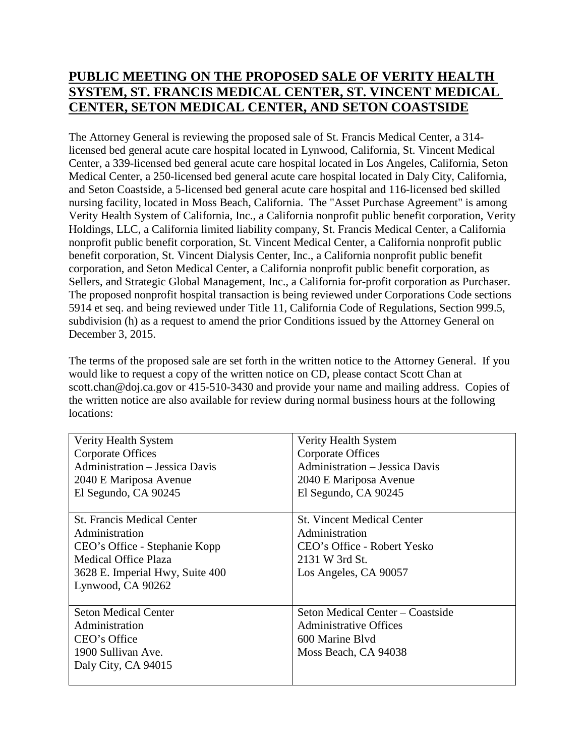## PUBLIC MEETING ON THE PROPOSED SALE OF VERITY HEALTH SYSTEM, ST. FRANCIS MEDICAL CENTER, ST. VINCENT MEDICAL CENTER, SETON MEDICAL CENTER, AND SETON COASTSIDE

The Attorney General is reviewing the proposed sale of St. Francis Medical Center, a 314-licensed bed general acute care hospital located in Lynwood, California, St. Vincent Medical Center, a 339-licensed bed general acute care hospital located in Los Angeles, California, Seton Medical Center, a 250-licensed bed general acute care hospital located in Daly City, California, and Seton Coastside, a 5-licensed bed general acute care hospital and 116-licensed bed skilled nursing facility, located in Moss Beach, California. The "Asset Purchase Agreement" is among Verity Health System of California, Inc., a California nonprofit public benefit corporation, Verity Holdings, LLC, a California limited liability company, St. Francis Medical Center, a California nonprofit public benefit corporation, St. Vincent Medical Center, a California nonprofit public benefit corporation, St. Vincent Dialysis Center, Inc., a California nonprofit public benefit corporation, and Seton Medical Center, a California nonprofit public benefit corporation, as Sellers, and Strategic Global Management, Inc., a California for-profit corporation as Purchaser. The proposed nonprofit hospital transaction is being reviewed under Corporations Code sections 5914 et seq. and being reviewed under Title 11, California Code of Regulations, Section 999.5, subdivision (h) as a request to amend the prior Conditions issued by the Attorney General on December 3, 2015.

The terms of the proposed sale are set forth in the written notice to the Attorney General. If you would like to request a copy of the written notice on CD, please contact Scott Chan at scott.chan@doj.ca.gov or 415-510-3430 and provide your name and mailing address. Copies of the written notice are also available for review during normal business hours at the following locations:

| | |
|---|---|
| Verity Health System<br>Corporate Offices<br>Administration – Jessica Davis<br>2040 E Mariposa Avenue<br>El Segundo, CA 90245 | Verity Health System<br>Corporate Offices<br>Administration – Jessica Davis<br>2040 E Mariposa Avenue<br>El Segundo, CA 90245 |
| St. Francis Medical Center<br>Administration<br>CEO's Office - Stephanie Kopp<br>Medical Office Plaza<br>3628 E. Imperial Hwy, Suite 400<br>Lynwood, CA 90262 | St. Vincent Medical Center<br>Administration<br>CEO's Office - Robert Yesko<br>2131 W 3rd St.<br>Los Angeles, CA 90057 |
| Seton Medical Center<br>Administration<br>CEO's Office<br>1900 Sullivan Ave.<br>Daly City, CA 94015 | Seton Medical Center – Coastside<br>Administrative Offices<br>600 Marine Blvd<br>Moss Beach, CA 94038 |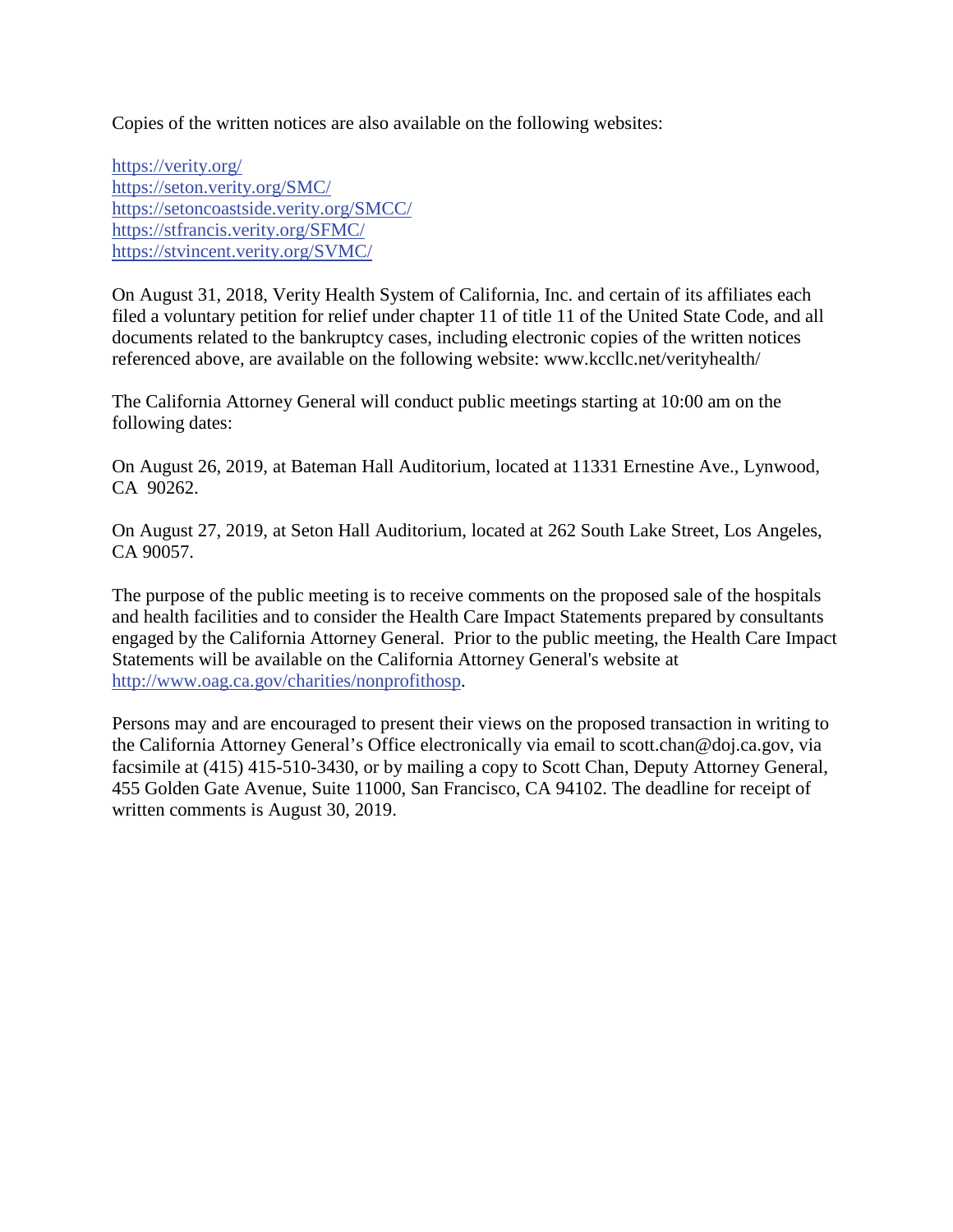Copies of the written notices are also available on the following websites:

https://verity.org/
https://seton.verity.org/SMC/
https://setoncoastside.verity.org/SMCC/
https://stfrancis.verity.org/SFMC/
https://stvincent.verity.org/SVMC/

On August 31, 2018, Verity Health System of California, Inc. and certain of its affiliates each filed a voluntary petition for relief under chapter 11 of title 11 of the United State Code, and all documents related to the bankruptcy cases, including electronic copies of the written notices referenced above, are available on the following website: www.kccllc.net/verityhealth/

The California Attorney General will conduct public meetings starting at 10:00 am on the following dates:

On August 26, 2019, at Bateman Hall Auditorium, located at 11331 Ernestine Ave., Lynwood, CA 90262.

On August 27, 2019, at Seton Hall Auditorium, located at 262 South Lake Street, Los Angeles, CA 90057.

The purpose of the public meeting is to receive comments on the proposed sale of the hospitals and health facilities and to consider the Health Care Impact Statements prepared by consultants engaged by the California Attorney General. Prior to the public meeting, the Health Care Impact Statements will be available on the California Attorney General's website at http://www.oag.ca.gov/charities/nonprofithosp.

Persons may and are encouraged to present their views on the proposed transaction in writing to the California Attorney General's Office electronically via email to scott.chan@doj.ca.gov, via facsimile at (415) 415-510-3430, or by mailing a copy to Scott Chan, Deputy Attorney General, 455 Golden Gate Avenue, Suite 11000, San Francisco, CA 94102. The deadline for receipt of written comments is August 30, 2019.